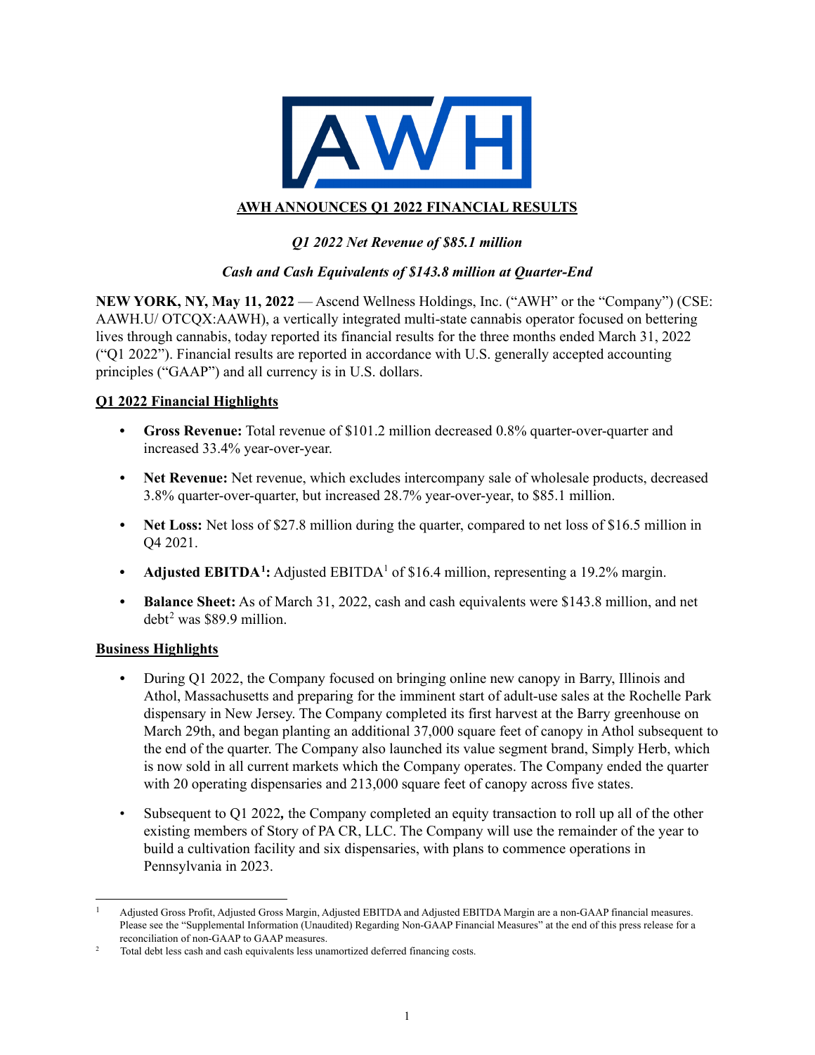# AWH ANNOUNCES Q1 2022 FINANCIAL RESULTS

*Q1 2022 Net Revenue of $85.1 million*

*Cash and Cash Equivalents of $143.8 million at Quarter-End*

**NEW YORK, NY, May 11, 2022** — Ascend Wellness Holdings, Inc. ("AWH" or the "Company") (CSE: AAWH.U/ OTCQX:AAWH), a vertically integrated multi-state cannabis operator focused on bettering lives through cannabis, today reported its financial results for the three months ended March 31, 2022 ("Q1 2022"). Financial results are reported in accordance with U.S. generally accepted accounting principles ("GAAP") and all currency is in U.S. dollars.

## Q1 2022 Financial Highlights

- **Gross Revenue:** Total revenue of $101.2 million decreased 0.8% quarter-over-quarter and increased 33.4% year-over-year.
- **Net Revenue:** Net revenue, which excludes intercompany sale of wholesale products, decreased 3.8% quarter-over-quarter, but increased 28.7% year-over-year, to $85.1 million.
- **Net Loss:** Net loss of $27.8 million during the quarter, compared to net loss of $16.5 million in Q4 2021.
- **Adjusted EBITDA[1]:** Adjusted EBITDA[1] of $16.4 million, representing a 19.2% margin.
- **Balance Sheet:** As of March 31, 2022, cash and cash equivalents were $143.8 million, and net debt[2] was $89.9 million.

## Business Highlights

- During Q1 2022, the Company focused on bringing online new canopy in Barry, Illinois and Athol, Massachusetts and preparing for the imminent start of adult-use sales at the Rochelle Park dispensary in New Jersey. The Company completed its first harvest at the Barry greenhouse on March 29th, and began planting an additional 37,000 square feet of canopy in Athol subsequent to the end of the quarter. The Company also launched its value segment brand, Simply Herb, which is now sold in all current markets which the Company operates. The Company ended the quarter with 20 operating dispensaries and 213,000 square feet of canopy across five states.
- Subsequent to Q1 2022**,** the Company completed an equity transaction to roll up all of the other existing members of Story of PA CR, LLC. The Company will use the remainder of the year to build a cultivation facility and six dispensaries, with plans to commence operations in Pennsylvania in 2023.

---

[1] Adjusted Gross Profit, Adjusted Gross Margin, Adjusted EBITDA and Adjusted EBITDA Margin are a non-GAAP financial measures. Please see the "Supplemental Information (Unaudited) Regarding Non-GAAP Financial Measures" at the end of this press release for a reconciliation of non-GAAP to GAAP measures.

[2] Total debt less cash and cash equivalents less unamortized deferred financing costs.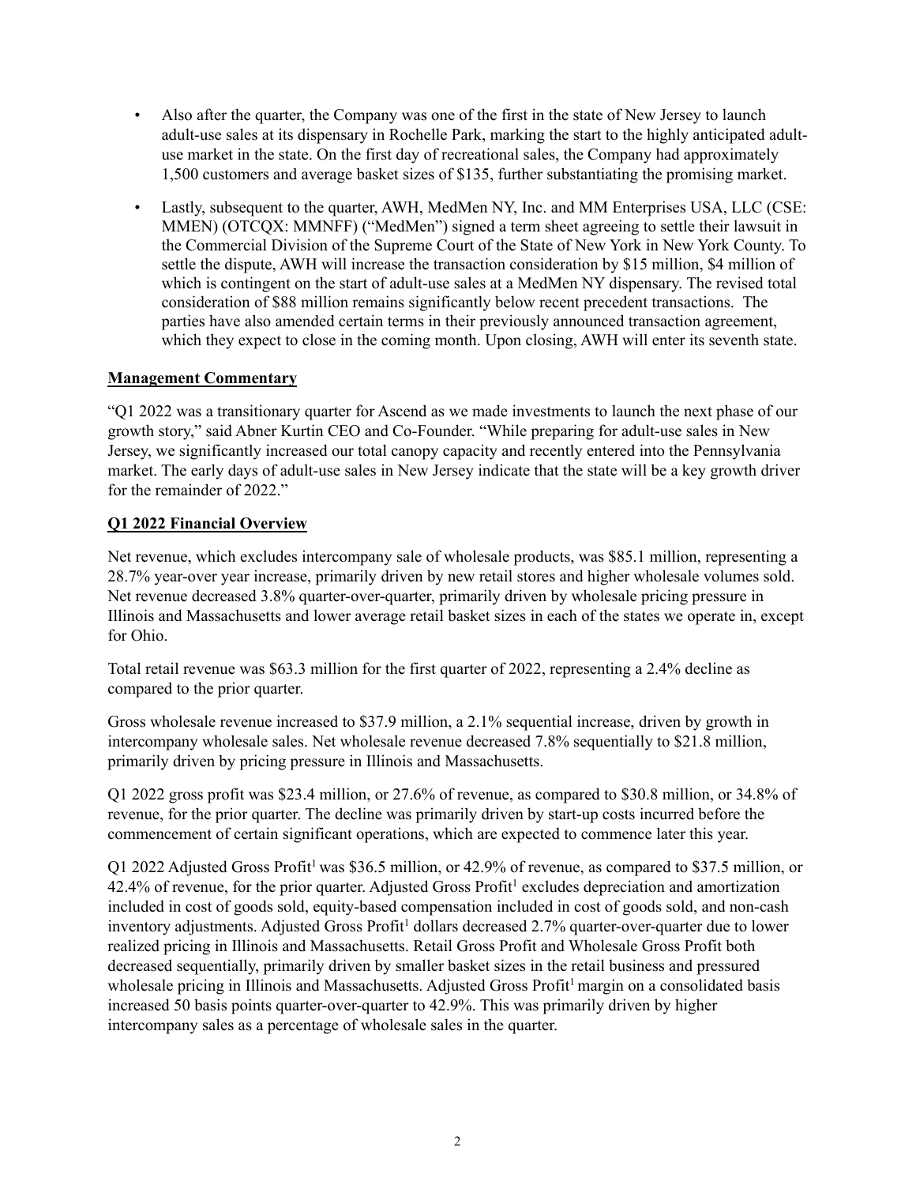- Also after the quarter, the Company was one of the first in the state of New Jersey to launch adult-use sales at its dispensary in Rochelle Park, marking the start to the highly anticipated adult-use market in the state. On the first day of recreational sales, the Company had approximately 1,500 customers and average basket sizes of $135, further substantiating the promising market.
- Lastly, subsequent to the quarter, AWH, MedMen NY, Inc. and MM Enterprises USA, LLC (CSE: MMEN) (OTCQX: MMNFF) ("MedMen") signed a term sheet agreeing to settle their lawsuit in the Commercial Division of the Supreme Court of the State of New York in New York County. To settle the dispute, AWH will increase the transaction consideration by $15 million, $4 million of which is contingent on the start of adult-use sales at a MedMen NY dispensary. The revised total consideration of $88 million remains significantly below recent precedent transactions. The parties have also amended certain terms in their previously announced transaction agreement, which they expect to close in the coming month. Upon closing, AWH will enter its seventh state.

**Management Commentary**

"Q1 2022 was a transitional quarter for Ascend as we made investments to launch the next phase of our growth story," said Abner Kurtin CEO and Co-Founder. "While preparing for adult-use sales in New Jersey, we significantly increased our total canopy capacity and recently entered into the Pennsylvania market. The early days of adult-use sales in New Jersey indicate that the state will be a key growth driver for the remainder of 2022."

**Q1 2022 Financial Overview**

Net revenue, which excludes intercompany sale of wholesale products, was $85.1 million, representing a 28.7% year-over year increase, primarily driven by new retail stores and higher wholesale volumes sold. Net revenue decreased 3.8% quarter-over-quarter, primarily driven by wholesale pricing pressure in Illinois and Massachusetts and lower average retail basket sizes in each of the states we operate in, except for Ohio.

Total retail revenue was $63.3 million for the first quarter of 2022, representing a 2.4% decline as compared to the prior quarter.

Gross wholesale revenue increased to $37.9 million, a 2.1% sequential increase, driven by growth in intercompany wholesale sales. Net wholesale revenue decreased 7.8% sequentially to $21.8 million, primarily driven by pricing pressure in Illinois and Massachusetts.

Q1 2022 gross profit was $23.4 million, or 27.6% of revenue, as compared to $30.8 million, or 34.8% of revenue, for the prior quarter. The decline was primarily driven by start-up costs incurred before the commencement of certain significant operations, which are expected to commence later this year.

Q1 2022 Adjusted Gross Profit[1] was $36.5 million, or 42.9% of revenue, as compared to $37.5 million, or 42.4% of revenue, for the prior quarter. Adjusted Gross Profit[1] excludes depreciation and amortization included in cost of goods sold, equity-based compensation included in cost of goods sold, and non-cash inventory adjustments. Adjusted Gross Profit[1] dollars decreased 2.7% quarter-over-quarter due to lower realized pricing in Illinois and Massachusetts. Retail Gross Profit and Wholesale Gross Profit both decreased sequentially, primarily driven by smaller basket sizes in the retail business and pressured wholesale pricing in Illinois and Massachusetts. Adjusted Gross Profit[1] margin on a consolidated basis increased 50 basis points quarter-over-quarter to 42.9%. This was primarily driven by higher intercompany sales as a percentage of wholesale sales in the quarter.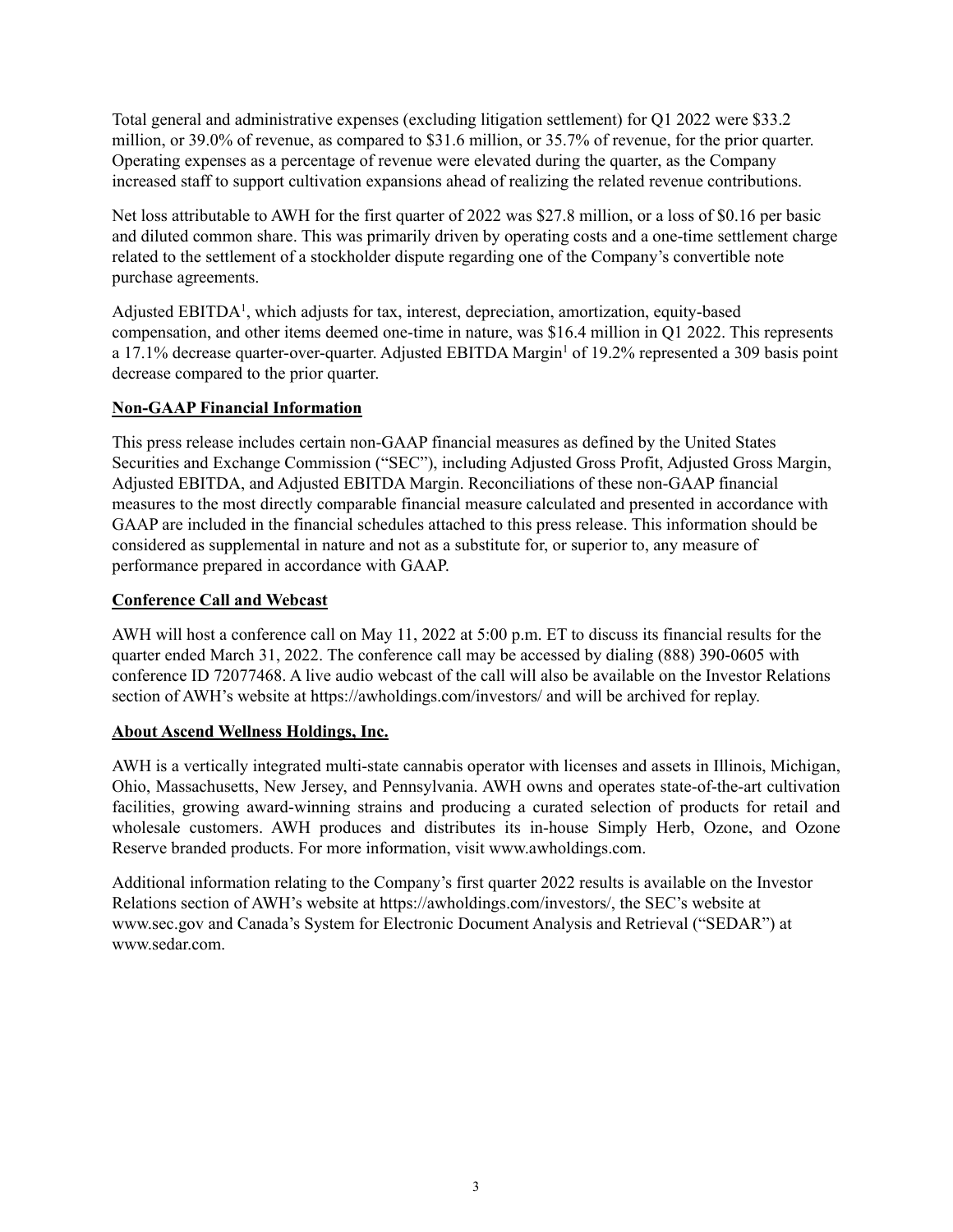Total general and administrative expenses (excluding litigation settlement) for Q1 2022 were $33.2 million, or 39.0% of revenue, as compared to $31.6 million, or 35.7% of revenue, for the prior quarter. Operating expenses as a percentage of revenue were elevated during the quarter, as the Company increased staff to support cultivation expansions ahead of realizing the related revenue contributions.

Net loss attributable to AWH for the first quarter of 2022 was $27.8 million, or a loss of $0.16 per basic and diluted common share. This was primarily driven by operating costs and a one-time settlement charge related to the settlement of a stockholder dispute regarding one of the Company's convertible note purchase agreements.

Adjusted EBITDA[1], which adjusts for tax, interest, depreciation, amortization, equity-based compensation, and other items deemed one-time in nature, was $16.4 million in Q1 2022. This represents a 17.1% decrease quarter-over-quarter. Adjusted EBITDA Margin[1] of 19.2% represented a 309 basis point decrease compared to the prior quarter.

## Non-GAAP Financial Information

This press release includes certain non-GAAP financial measures as defined by the United States Securities and Exchange Commission ("SEC"), including Adjusted Gross Profit, Adjusted Gross Margin, Adjusted EBITDA, and Adjusted EBITDA Margin. Reconciliations of these non-GAAP financial measures to the most directly comparable financial measure calculated and presented in accordance with GAAP are included in the financial schedules attached to this press release. This information should be considered as supplemental in nature and not as a substitute for, or superior to, any measure of performance prepared in accordance with GAAP.

## Conference Call and Webcast

AWH will host a conference call on May 11, 2022 at 5:00 p.m. ET to discuss its financial results for the quarter ended March 31, 2022. The conference call may be accessed by dialing (888) 390-0605 with conference ID 72077468. A live audio webcast of the call will also be available on the Investor Relations section of AWH's website at https://awholdings.com/investors/ and will be archived for replay.

## About Ascend Wellness Holdings, Inc.

AWH is a vertically integrated multi-state cannabis operator with licenses and assets in Illinois, Michigan, Ohio, Massachusetts, New Jersey, and Pennsylvania. AWH owns and operates state-of-the-art cultivation facilities, growing award-winning strains and producing a curated selection of products for retail and wholesale customers. AWH produces and distributes its in-house Simply Herb, Ozone, and Ozone Reserve branded products. For more information, visit www.awholdings.com.

Additional information relating to the Company's first quarter 2022 results is available on the Investor Relations section of AWH's website at https://awholdings.com/investors/, the SEC's website at www.sec.gov and Canada's System for Electronic Document Analysis and Retrieval ("SEDAR") at www.sedar.com.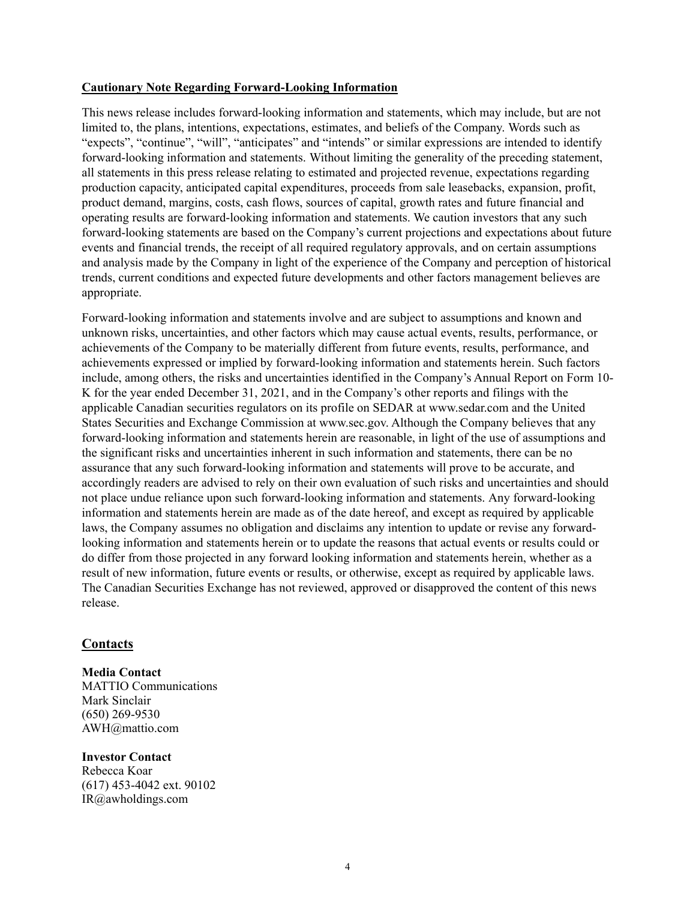**Cautionary Note Regarding Forward-Looking Information**

This news release includes forward-looking information and statements, which may include, but are not limited to, the plans, intentions, expectations, estimates, and beliefs of the Company. Words such as "expects", "continue", "will", "anticipates" and "intends" or similar expressions are intended to identify forward-looking information and statements. Without limiting the generality of the preceding statement, all statements in this press release relating to estimated and projected revenue, expectations regarding production capacity, anticipated capital expenditures, proceeds from sale leasebacks, expansion, profit, product demand, margins, costs, cash flows, sources of capital, growth rates and future financial and operating results are forward-looking information and statements. We caution investors that any such forward-looking statements are based on the Company's current projections and expectations about future events and financial trends, the receipt of all required regulatory approvals, and on certain assumptions and analysis made by the Company in light of the experience of the Company and perception of historical trends, current conditions and expected future developments and other factors management believes are appropriate.

Forward-looking information and statements involve and are subject to assumptions and known and unknown risks, uncertainties, and other factors which may cause actual events, results, performance, or achievements of the Company to be materially different from future events, results, performance, and achievements expressed or implied by forward-looking information and statements herein. Such factors include, among others, the risks and uncertainties identified in the Company's Annual Report on Form 10-K for the year ended December 31, 2021, and in the Company's other reports and filings with the applicable Canadian securities regulators on its profile on SEDAR at www.sedar.com and the United States Securities and Exchange Commission at www.sec.gov. Although the Company believes that any forward-looking information and statements herein are reasonable, in light of the use of assumptions and the significant risks and uncertainties inherent in such information and statements, there can be no assurance that any such forward-looking information and statements will prove to be accurate, and accordingly readers are advised to rely on their own evaluation of such risks and uncertainties and should not place undue reliance upon such forward-looking information and statements. Any forward-looking information and statements herein are made as of the date hereof, and except as required by applicable laws, the Company assumes no obligation and disclaims any intention to update or revise any forward-looking information and statements herein or to update the reasons that actual events or results could or do differ from those projected in any forward looking information and statements herein, whether as a result of new information, future events or results, or otherwise, except as required by applicable laws. The Canadian Securities Exchange has not reviewed, approved or disapproved the content of this news release.

## Contacts

**Media Contact**
MATTIO Communications
Mark Sinclair
(650) 269-9530
AWH@mattio.com

**Investor Contact**
Rebecca Koar
(617) 453-4042 ext. 90102
IR@awholdings.com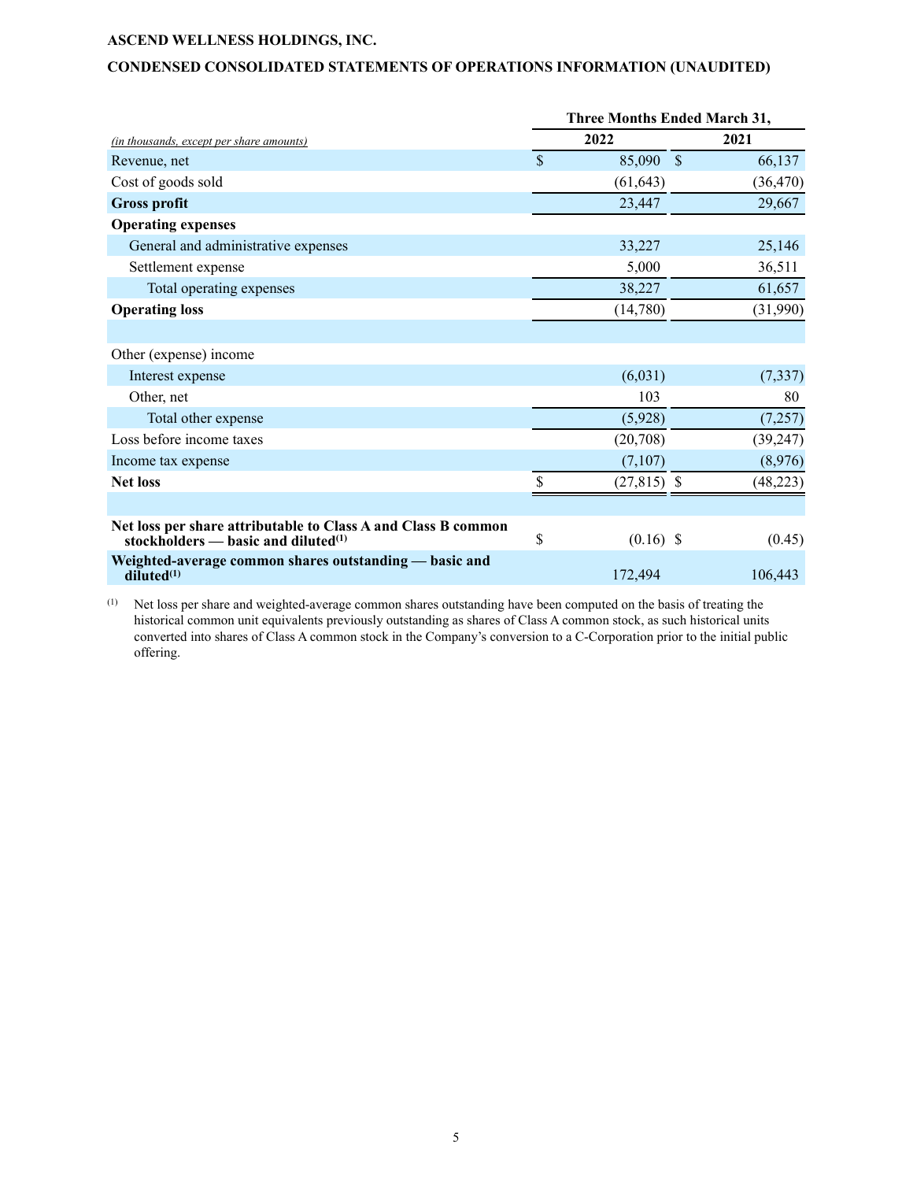**ASCEND WELLNESS HOLDINGS, INC.**

**CONDENSED CONSOLIDATED STATEMENTS OF OPERATIONS INFORMATION (UNAUDITED)**

| *(in thousands, except per share amounts)* | Three Months Ended March 31, 2022 | 2021 |
|---|---|---|
| Revenue, net | $ 85,090 | $ 66,137 |
| Cost of goods sold | (61,643) | (36,470) |
| **Gross profit** | 23,447 | 29,667 |
| **Operating expenses** | | |
| General and administrative expenses | 33,227 | 25,146 |
| Settlement expense | 5,000 | 36,511 |
| Total operating expenses | 38,227 | 61,657 |
| **Operating loss** | (14,780) | (31,990) |
| | | |
| Other (expense) income | | |
| Interest expense | (6,031) | (7,337) |
| Other, net | 103 | 80 |
| Total other expense | (5,928) | (7,257) |
| Loss before income taxes | (20,708) | (39,247) |
| Income tax expense | (7,107) | (8,976) |
| **Net loss** | $ (27,815) | $ (48,223) |
| | | |
| **Net loss per share attributable to Class A and Class B common stockholders — basic and diluted[(1)]** | $ (0.16) | $ (0.45) |
| **Weighted-average common shares outstanding — basic and diluted[(1)]** | 172,494 | 106,443 |

[(1)] Net loss per share and weighted-average common shares outstanding have been computed on the basis of treating the historical common unit equivalents previously outstanding as shares of Class A common stock, as such historical units converted into shares of Class A common stock in the Company's conversion to a C-Corporation prior to the initial public offering.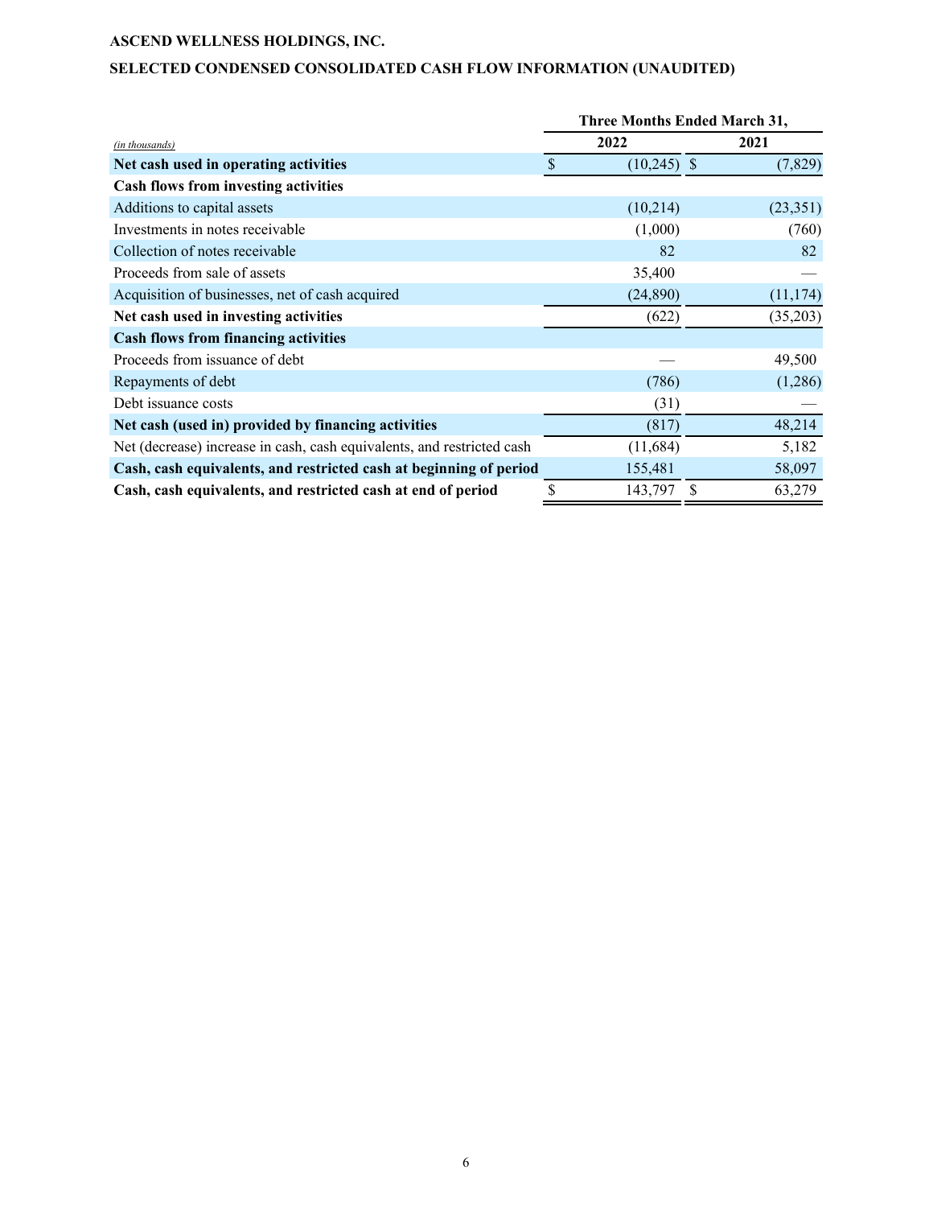**ASCEND WELLNESS HOLDINGS, INC.**

**SELECTED CONDENSED CONSOLIDATED CASH FLOW INFORMATION (UNAUDITED)**

| | Three Months Ended March 31, | |
|---|---|---|
| *(in thousands)* | **2022** | **2021** |
| **Net cash used in operating activities** | $ (10,245) | $ (7,829) |
| **Cash flows from investing activities** | | |
| Additions to capital assets | (10,214) | (23,351) |
| Investments in notes receivable | (1,000) | (760) |
| Collection of notes receivable | 82 | 82 |
| Proceeds from sale of assets | 35,400 | — |
| Acquisition of businesses, net of cash acquired | (24,890) | (11,174) |
| **Net cash used in investing activities** | (622) | (35,203) |
| **Cash flows from financing activities** | | |
| Proceeds from issuance of debt | — | 49,500 |
| Repayments of debt | (786) | (1,286) |
| Debt issuance costs | (31) | — |
| **Net cash (used in) provided by financing activities** | (817) | 48,214 |
| Net (decrease) increase in cash, cash equivalents, and restricted cash | (11,684) | 5,182 |
| **Cash, cash equivalents, and restricted cash at beginning of period** | 155,481 | 58,097 |
| **Cash, cash equivalents, and restricted cash at end of period** | $ 143,797 | $ 63,279 |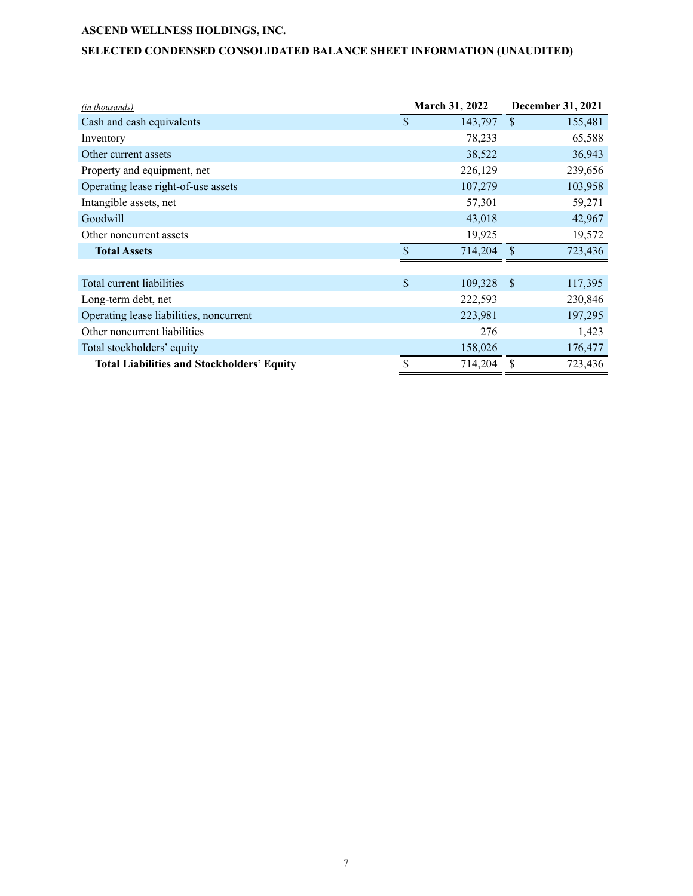**ASCEND WELLNESS HOLDINGS, INC.**

**SELECTED CONDENSED CONSOLIDATED BALANCE SHEET INFORMATION (UNAUDITED)**

| *(in thousands)* | March 31, 2022 | December 31, 2021 |
|---|---|---|
| Cash and cash equivalents | $ 143,797 | $ 155,481 |
| Inventory | 78,233 | 65,588 |
| Other current assets | 38,522 | 36,943 |
| Property and equipment, net | 226,129 | 239,656 |
| Operating lease right-of-use assets | 107,279 | 103,958 |
| Intangible assets, net | 57,301 | 59,271 |
| Goodwill | 43,018 | 42,967 |
| Other noncurrent assets | 19,925 | 19,572 |
| **Total Assets** | $ 714,204 | $ 723,436 |
| | | |
| Total current liabilities | $ 109,328 | $ 117,395 |
| Long-term debt, net | 222,593 | 230,846 |
| Operating lease liabilities, noncurrent | 223,981 | 197,295 |
| Other noncurrent liabilities | 276 | 1,423 |
| Total stockholders' equity | 158,026 | 176,477 |
| **Total Liabilities and Stockholders' Equity** | $ 714,204 | $ 723,436 |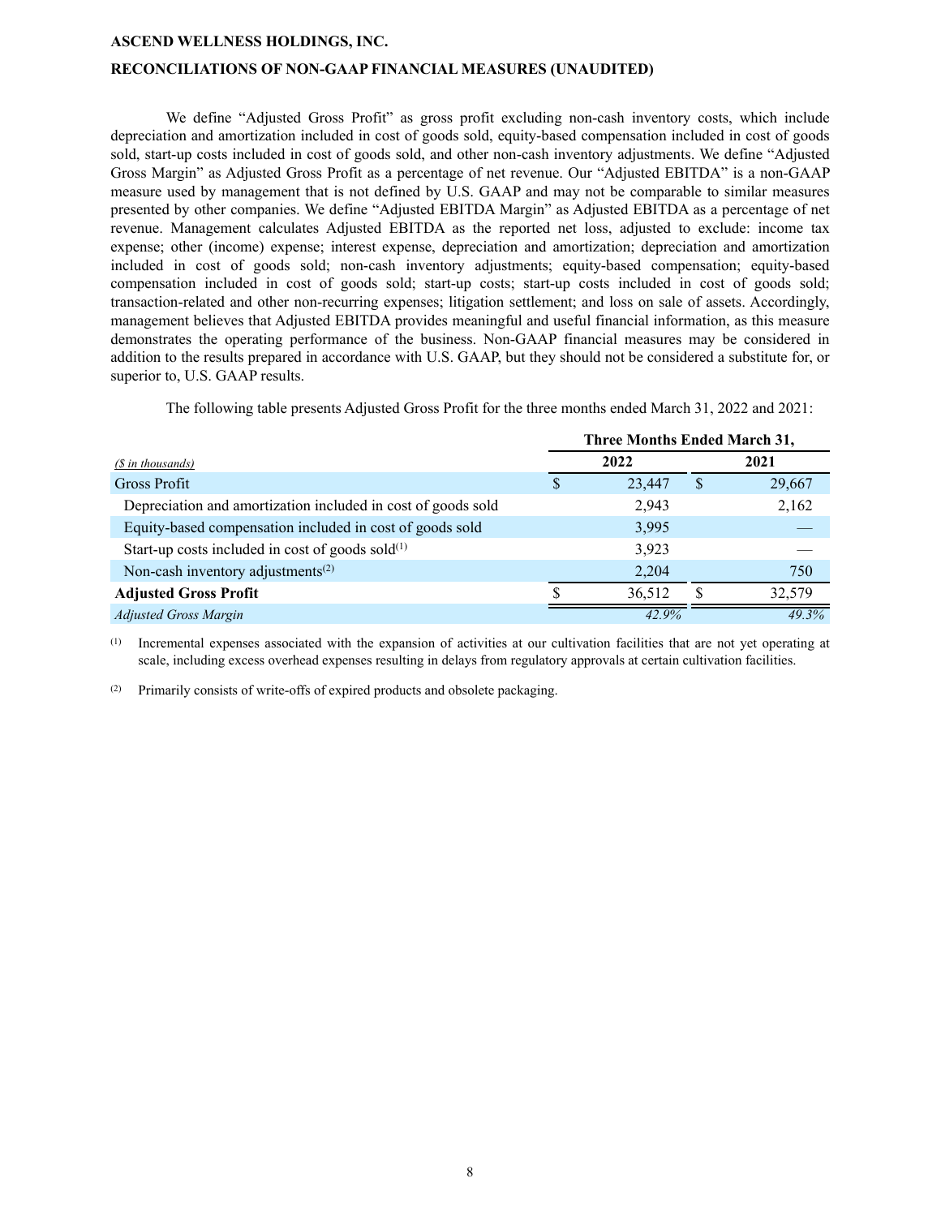**ASCEND WELLNESS HOLDINGS, INC.**

**RECONCILIATIONS OF NON-GAAP FINANCIAL MEASURES (UNAUDITED)**

We define "Adjusted Gross Profit" as gross profit excluding non-cash inventory costs, which include depreciation and amortization included in cost of goods sold, equity-based compensation included in cost of goods sold, start-up costs included in cost of goods sold, and other non-cash inventory adjustments. We define "Adjusted Gross Margin" as Adjusted Gross Profit as a percentage of net revenue. Our "Adjusted EBITDA" is a non-GAAP measure used by management that is not defined by U.S. GAAP and may not be comparable to similar measures presented by other companies. We define "Adjusted EBITDA Margin" as Adjusted EBITDA as a percentage of net revenue. Management calculates Adjusted EBITDA as the reported net loss, adjusted to exclude: income tax expense; other (income) expense; interest expense, depreciation and amortization; depreciation and amortization included in cost of goods sold; non-cash inventory adjustments; equity-based compensation; equity-based compensation included in cost of goods sold; start-up costs; start-up costs included in cost of goods sold; transaction-related and other non-recurring expenses; litigation settlement; and loss on sale of assets. Accordingly, management believes that Adjusted EBITDA provides meaningful and useful financial information, as this measure demonstrates the operating performance of the business. Non-GAAP financial measures may be considered in addition to the results prepared in accordance with U.S. GAAP, but they should not be considered a substitute for, or superior to, U.S. GAAP results.

The following table presents Adjusted Gross Profit for the three months ended March 31, 2022 and 2021:

| | Three Months Ended March 31, | |
|---|---|---|
| *($ in thousands)* | 2022 | 2021 |
| Gross Profit | $ 23,447 | $ 29,667 |
| Depreciation and amortization included in cost of goods sold | 2,943 | 2,162 |
| Equity-based compensation included in cost of goods sold | 3,995 | — |
| Start-up costs included in cost of goods sold[1] | 3,923 | — |
| Non-cash inventory adjustments[2] | 2,204 | 750 |
| **Adjusted Gross Profit** | $ 36,512 | $ 32,579 |
| *Adjusted Gross Margin* | *42.9%* | *49.3%* |

[1] Incremental expenses associated with the expansion of activities at our cultivation facilities that are not yet operating at scale, including excess overhead expenses resulting in delays from regulatory approvals at certain cultivation facilities.

[2] Primarily consists of write-offs of expired products and obsolete packaging.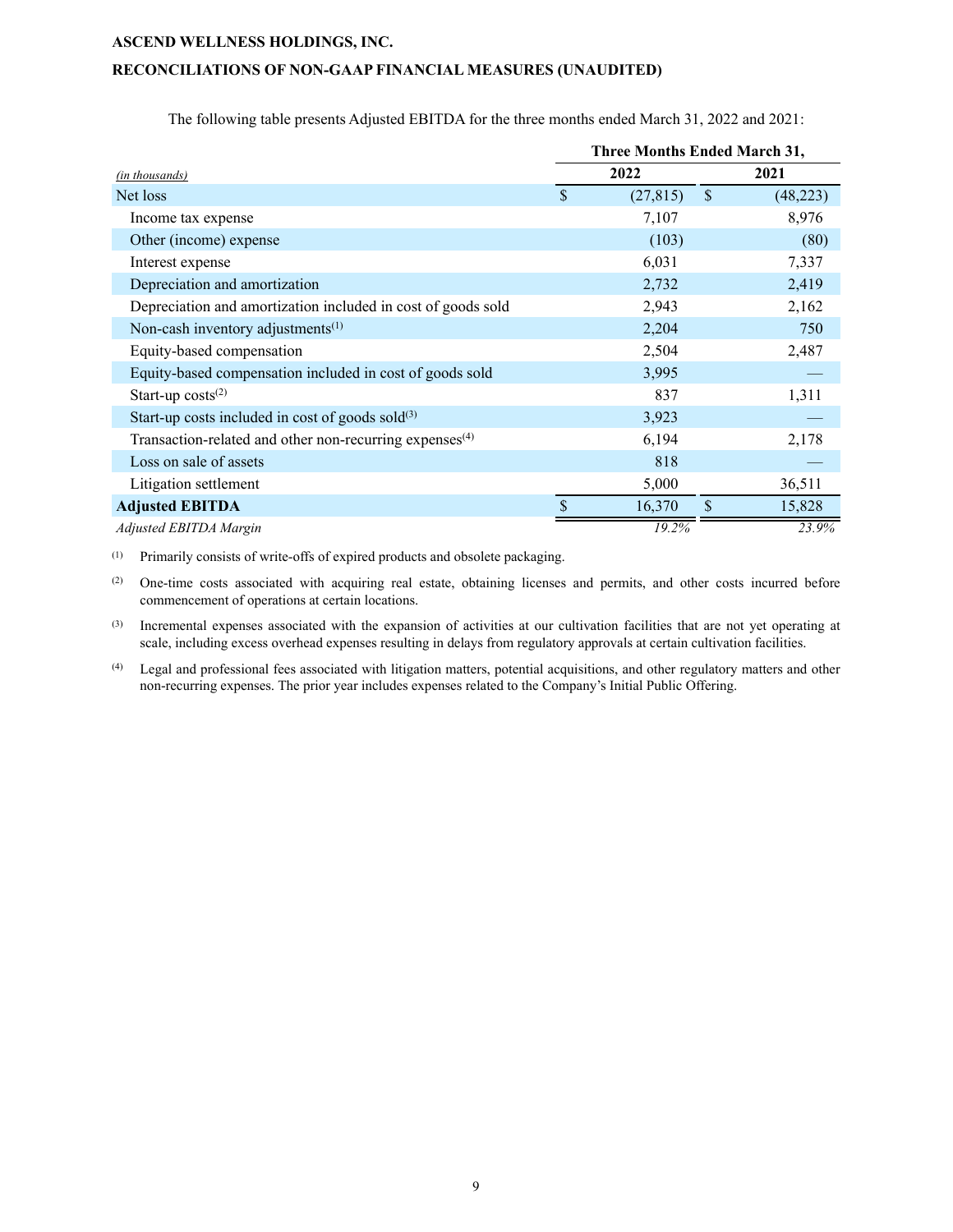**ASCEND WELLNESS HOLDINGS, INC.**

**RECONCILIATIONS OF NON-GAAP FINANCIAL MEASURES (UNAUDITED)**

The following table presents Adjusted EBITDA for the three months ended March 31, 2022 and 2021:

| | Three Months Ended March 31, | |
|---|---|---|
| *(in thousands)* | 2022 | 2021 |
| Net loss | $ (27,815) | $ (48,223) |
| Income tax expense | 7,107 | 8,976 |
| Other (income) expense | (103) | (80) |
| Interest expense | 6,031 | 7,337 |
| Depreciation and amortization | 2,732 | 2,419 |
| Depreciation and amortization included in cost of goods sold | 2,943 | 2,162 |
| Non-cash inventory adjustments[(1)] | 2,204 | 750 |
| Equity-based compensation | 2,504 | 2,487 |
| Equity-based compensation included in cost of goods sold | 3,995 | — |
| Start-up costs[(2)] | 837 | 1,311 |
| Start-up costs included in cost of goods sold[(3)] | 3,923 | — |
| Transaction-related and other non-recurring expenses[(4)] | 6,194 | 2,178 |
| Loss on sale of assets | 818 | — |
| Litigation settlement | 5,000 | 36,511 |
| **Adjusted EBITDA** | $ 16,370 | $ 15,828 |
| *Adjusted EBITDA Margin* | *19.2%* | *23.9%* |

(1) Primarily consists of write-offs of expired products and obsolete packaging.

(2) One-time costs associated with acquiring real estate, obtaining licenses and permits, and other costs incurred before commencement of operations at certain locations.

(3) Incremental expenses associated with the expansion of activities at our cultivation facilities that are not yet operating at scale, including excess overhead expenses resulting in delays from regulatory approvals at certain cultivation facilities.

(4) Legal and professional fees associated with litigation matters, potential acquisitions, and other regulatory matters and other non-recurring expenses. The prior year includes expenses related to the Company's Initial Public Offering.